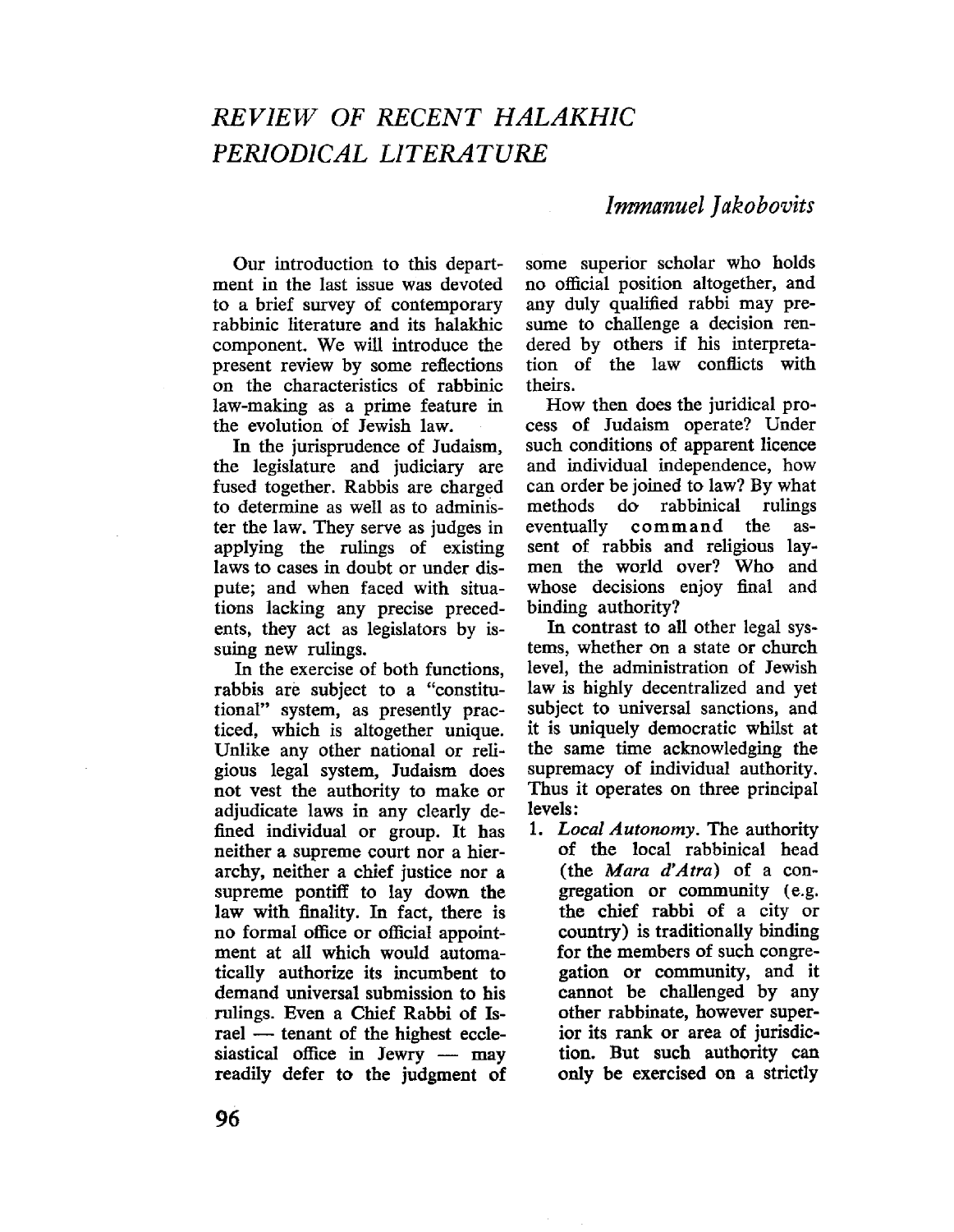# *REVIEW OF RECENT HALAKHIC PERIODICAL LITERATURE*

*Immanuel Jakobovits*

Our introduction to this department in the last issue was devoted to a brief survey of contemporary rabbinic literature and its halakhic component. We will introduce the present review by some reflections on the characteristics of rabbinic law-making as a prime feature in the evolution of Jewish law.

In the jurisprudence of Judaism, the legislature and judiciary are fused together. Rabbis are charged to determine as well as to administer the law. They serve as judges in applying the rulings of existing laws to cases in doubt or under dispute; and when faced with situations lacking any precise precedents, they act as legislators by issuing new rulings.

In the exercise of both functions, rabbis are subject to a "constitutional" system, as presently practiced, which is altogether unique. Unlike any other national or religious legal system, Judaism does not vest the authority to make or adjudicate laws in any clearly defined individual or group. It has neither a supreme court nor a hierarchy, neither a chief justice nor a supreme pontiff to lay down the law with finality. In fact, there is no formal office or official appointment at all which would automatically authorize its incumbent to demand universal submission to his rulings. Even a Chief Rabbi of Israel — tenant of the highest ecclesiastical office in Jewry — may readily defer to the judgment of some superior scholar who holds no official position altogether, and any duly qualified rabbi may presume to challenge a decision rendered by others if his interpretation of the law conflicts with theirs.

How then does the juridical process of Judaism operate? Under such conditions of apparent licence and individual independence, how can order be joined to law? By what methods do rabbinical rulings eventually command the assent of rabbis and religious laymen the world over? Who and whose decisions enjoy final and binding authority?

In contrast to all other legal systems, whether on a state or church level, the administration of Jewish law is highly decentralized and yet subject to universal sanctions, and it is uniquely democratic whilst at the same time acknowledging the supremacy of individual authority. Thus it operates on three principal levels:

1. *Local Autonomy*. The authority of the local rabbinical head (the *Mara d'Atra*) of a congregation or community (e.g. the chief rabbi of a city or country) is traditionally binding for the members of such congregation or community, and it cannot be challenged by any other rabbinate, however superior its rank or area of jurisdiction. But such authority can only be exercised on a strictly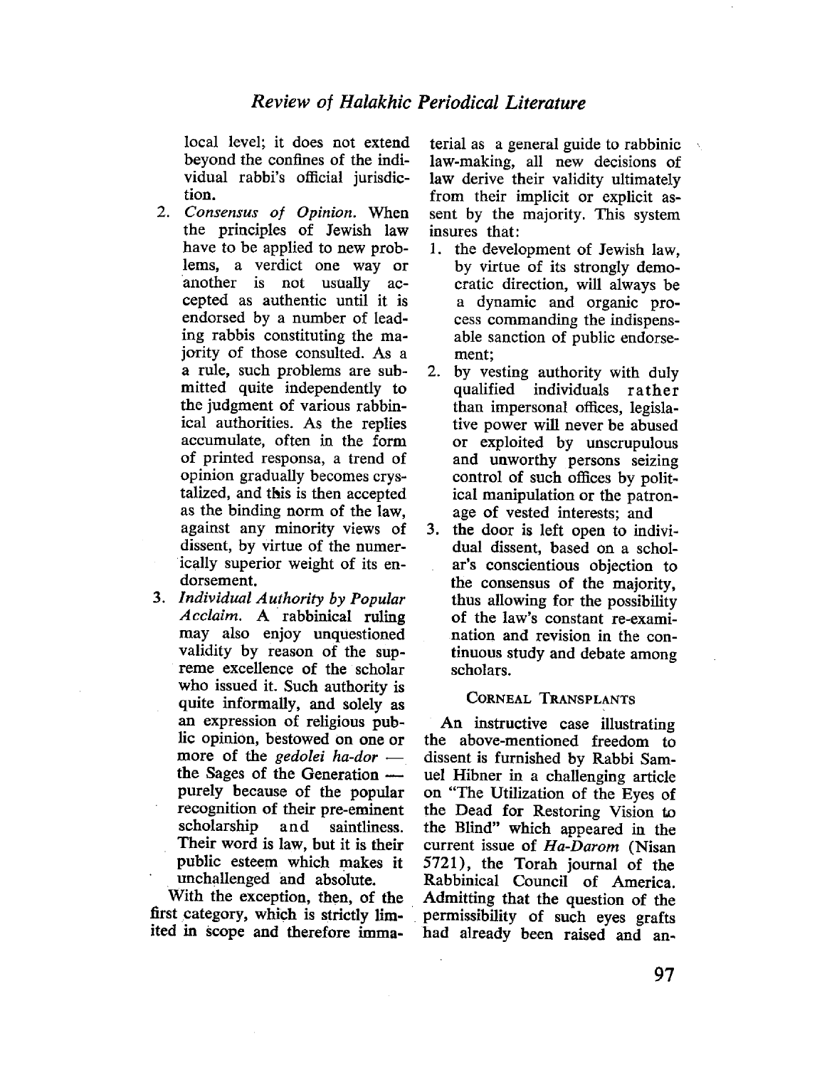local level; it does not extend beyond the confines of the individual rabbi's official jurisdiction.

2. *Consensus of Opinion.* When the principles of Jewish law have to be applied to new problems, a verdict one way or another is not usually accepted as authentic until it is endorsed by a number of leading rabbis constituting the majority of those consulted. As a a rule, such problems are submitted quite independently to the judgment of various rabbinical authorities. As the replies accumulate, often in the form of printed responsa, a trend of opinion gradually becomes crystalized, and this is then accepted as the binding norm of the law, against any minority views of dissent, by virtue of the numerically superior weight of its endorsement.
3. *Individual Authority by Popular Acclaim.* A rabbinical ruling may also enjoy unquestioned validity by reason of the supreme excellence of the scholar who issued it. Such authority is quite informally, and solely as an expression of religious public opinion, bestowed on one or more of the *gedolei ha-dor* — the Sages of the Generation — purely because of the popular recognition of their pre-eminent scholarship and saintliness. Their word is law, but it is their public esteem which makes it unchallenged and absolute.

With the exception, then, of the first category, which is strictly limited in scope and therefore immaterial as a general guide to rabbinic law-making, all new decisions of law derive their validity ultimately from their implicit or explicit assent by the majority. This system insures that:

1. the development of Jewish law, by virtue of its strongly democratic direction, will always be a dynamic and organic process commanding the indispensable sanction of public endorsement;
2. by vesting authority with duly qualified individuals rather than impersonal offices, legislative power will never be abused or exploited by unscrupulous and unworthy persons seizing control of such offices by political manipulation or the patronage of vested interests; and
3. the door is left open to individual dissent, based on a scholar's conscientious objection to the consensus of the majority, thus allowing for the possibility of the law's constant re-examination and revision in the continuous study and debate among scholars.

### Corneal Transplants

An instructive case illustrating the above-mentioned freedom to dissent is furnished by Rabbi Samuel Hibner in a challenging article on "The Utilization of the Eyes of the Dead for Restoring Vision to the Blind" which appeared in the current issue of *Ha-Darom* (Nisan 5721), the Torah journal of the Rabbinical Council of America. Admitting that the question of the permissibility of such eyes grafts had already been raised and an-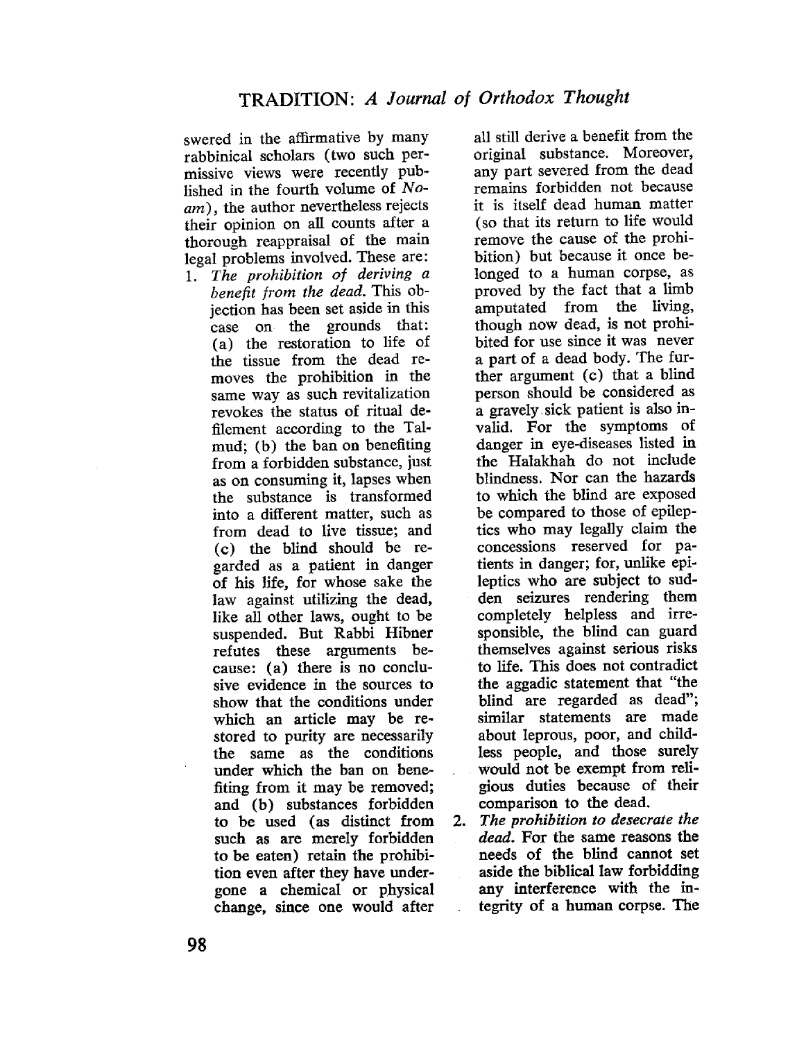swered in the affirmative by many rabbinical scholars (two such permissive views were recently published in the fourth volume of *Noam*), the author nevertheless rejects their opinion on all counts after a thorough reappraisal of the main legal problems involved. These are:

1. *The prohibition of deriving a benefit from the dead.* This objection has been set aside in this case on the grounds that: (a) the restoration to life of the tissue from the dead removes the prohibition in the same way as such revitalization revokes the status of ritual defilement according to the Talmud; (b) the ban on benefiting from a forbidden substance, just as on consuming it, lapses when the substance is transformed into a different matter, such as from dead to live tissue; and (c) the blind should be regarded as a patient in danger of his life, for whose sake the law against utilizing the dead, like all other laws, ought to be suspended. But Rabbi Hibner refutes these arguments because: (a) there is no conclusive evidence in the sources to show that the conditions under which an article may be restored to purity are necessarily the same as the conditions under which the ban on benefiting from it may be removed; and (b) substances forbidden to be used (as distinct from such as are merely forbidden to be eaten) retain the prohibition even after they have undergone a chemical or physical change, since one would after all still derive a benefit from the original substance. Moreover, any part severed from the dead remains forbidden not because it is itself dead human matter (so that its return to life would remove the cause of the prohibition) but because it once belonged to a human corpse, as proved by the fact that a limb amputated from the living, though now dead, is not prohibited for use since it was never a part of a dead body. The further argument (c) that a blind person should be considered as a gravely sick patient is also invalid. For the symptoms of danger in eye-diseases listed in the Halakhah do not include blindness. Nor can the hazards to which the blind are exposed be compared to those of epileptics who may legally claim the concessions reserved for patients in danger; for, unlike epileptics who are subject to sudden seizures rendering them completely helpless and irresponsible, the blind can guard themselves against serious risks to life. This does not contradict the aggadic statement that "the blind are regarded as dead"; similar statements are made about leprous, poor, and childless people, and those surely would not be exempt from religious duties because of their comparison to the dead.
2. *The prohibition to desecrate the dead.* For the same reasons the needs of the blind cannot set aside the biblical law forbidding any interference with the integrity of a human corpse. The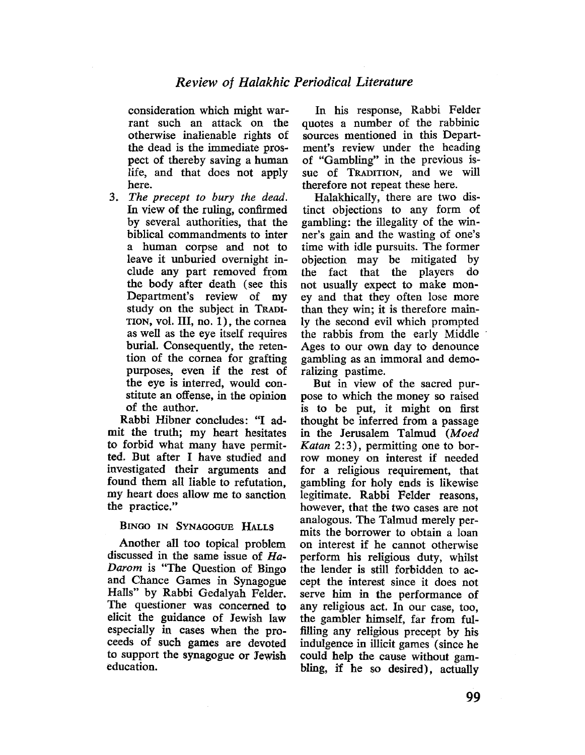consideration which might warrant such an attack on the otherwise inalienable rights of the dead is the immediate prospect of thereby saving a human life, and that does not apply here.

3. *The precept to bury the dead.* In view of the ruling, confirmed by several authorities, that the biblical commandments to inter a human corpse and not to leave it unburied overnight include any part removed from the body after death (see this Department's review of my study on the subject in TRADITION, vol. III, no. 1), the cornea as well as the eye itself requires burial. Consequently, the retention of the cornea for grafting purposes, even if the rest of the eye is interred, would constitute an offense, in the opinion of the author.

Rabbi Hibner concludes: "I admit the truth; my heart hesitates to forbid what many have permitted. But after I have studied and investigated their arguments and found them all liable to refutation, my heart does allow me to sanction the practice."

### BINGO IN SYNAGOGUE HALLS

Another all too topical problem discussed in the same issue of *Ha-Darom* is "The Question of Bingo and Chance Games in Synagogue Halls" by Rabbi Gedalyah Felder. The questioner was concerned to elicit the guidance of Jewish law especially in cases when the proceeds of such games are devoted to support the synagogue or Jewish education.

In his response, Rabbi Felder quotes a number of the rabbinic sources mentioned in this Department's review under the heading of "Gambling" in the previous issue of TRADITION, and we will therefore not repeat these here.

Halakhically, there are two distinct objections to any form of gambling: the illegality of the winner's gain and the wasting of one's time with idle pursuits. The former objection may be mitigated by the fact that the players do not usually expect to make money and that they often lose more than they win; it is therefore mainly the second evil which prompted the rabbis from the early Middle Ages to our own day to denounce gambling as an immoral and demoralizing pastime.

But in view of the sacred purpose to which the money so raised is to be put, it might on first thought be inferred from a passage in the Jerusalem Talmud (*Moed Katan* 2:3), permitting one to borrow money on interest if needed for a religious requirement, that gambling for holy ends is likewise legitimate. Rabbi Felder reasons, however, that the two cases are not analogous. The Talmud merely permits the borrower to obtain a loan on interest if he cannot otherwise perform his religious duty, whilst the lender is still forbidden to accept the interest since it does not serve him in the performance of any religious act. In our case, too, the gambler himself, far from fulfilling any religious precept by his indulgence in illicit games (since he could help the cause without gambling, if he so desired), actually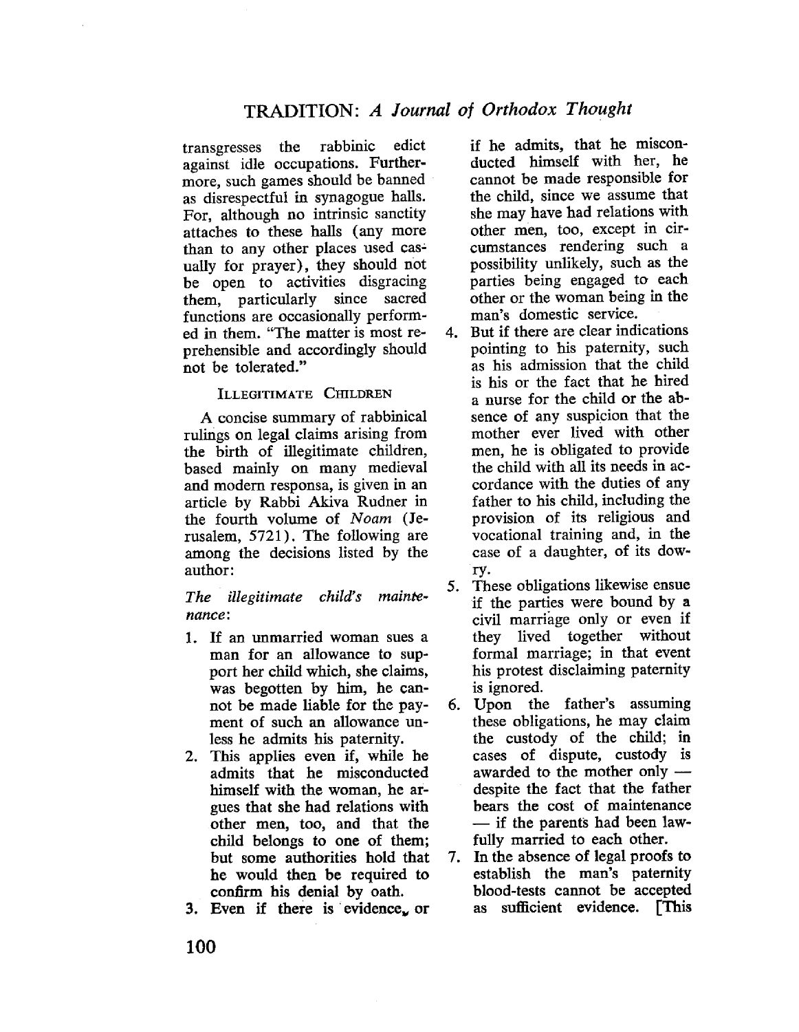transgresses the rabbinic edict against idle occupations. Furthermore, such games should be banned as disrespectful in synagogue halls. For, although no intrinsic sanctity attaches to these halls (any more than to any other places used casually for prayer), they should not be open to activities disgracing them, particularly since sacred functions are occasionally performed in them. "The matter is most reprehensible and accordingly should not be tolerated."

### ILLEGITIMATE CHILDREN

A concise summary of rabbinical rulings on legal claims arising from the birth of illegitimate children, based mainly on many medieval and modern responsa, is given in an article by Rabbi Akiva Rudner in the fourth volume of *Noam* (Jerusalem, 5721). The following are among the decisions listed by the author:

*The illegitimate child's maintenance*:

1. If an unmarried woman sues a man for an allowance to support her child which, she claims, was begotten by him, he cannot be made liable for the payment of such an allowance unless he admits his paternity.
2. This applies even if, while he admits that he misconducted himself with the woman, he argues that she had relations with other men, too, and that the child belongs to one of them; but some authorities hold that he would then be required to confirm his denial by oath.
3. Even if there is evidence, or if he admits, that he misconducted himself with her, he cannot be made responsible for the child, since we assume that she may have had relations with other men, too, except in circumstances rendering such a possibility unlikely, such as the parties being engaged to each other or the woman being in the man's domestic service.
4. But if there are clear indications pointing to his paternity, such as his admission that the child is his or the fact that he hired a nurse for the child or the absence of any suspicion that the mother ever lived with other men, he is obligated to provide the child with all its needs in accordance with the duties of any father to his child, including the provision of its religious and vocational training and, in the case of a daughter, of its dowry.
5. These obligations likewise ensue if the parties were bound by a civil marriage only or even if they lived together without formal marriage; in that event his protest disclaiming paternity is ignored.
6. Upon the father's assuming these obligations, he may claim the custody of the child; in cases of dispute, custody is awarded to the mother only — despite the fact that the father bears the cost of maintenance — if the parents had been lawfully married to each other.
7. In the absence of legal proofs to establish the man's paternity blood-tests cannot be accepted as sufficient evidence. [This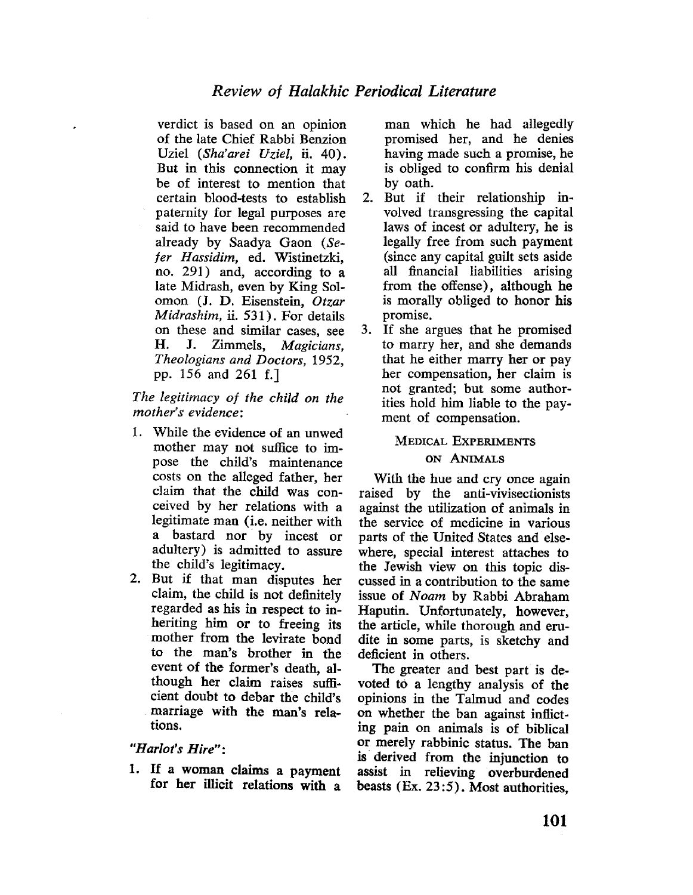verdict is based on an opinion of the late Chief Rabbi Benzion Uziel (*Sha'arei Uziel*, ii. 40). But in this connection it may be of interest to mention that certain blood-tests to establish paternity for legal purposes are said to have been recommended already by Saadya Gaon (*Sefer Hassidim*, ed. Wistinetzki, no. 291) and, according to a late Midrash, even by King Solomon (J. D. Eisenstein, *Otzar Midrashim*, ii. 531). For details on these and similar cases, see H. J. Zimmels, *Magicians, Theologians and Doctors*, 1952, pp. 156 and 261 f.]

*The legitimacy of the child on the mother's evidence*:

1. While the evidence of an unwed mother may not suffice to impose the child's maintenance costs on the alleged father, her claim that the child was conceived by her relations with a legitimate man (i.e. neither with a bastard nor by incest or adultery) is admitted to assure the child's legitimacy.
2. But if that man disputes her claim, the child is not definitely regarded as his in respect to inheriting him or to freeing its mother from the levirate bond to the man's brother in the event of the former's death, although her claim raises sufficient doubt to debar the child's marriage with the man's relations.

*"Harlot's Hire"*:

1. If a woman claims a payment for her illicit relations with a man which he had allegedly promised her, and he denies having made such a promise, he is obliged to confirm his denial by oath.
2. But if their relationship involved transgressing the capital laws of incest or adultery, he is legally free from such payment (since any capital guilt sets aside all financial liabilities arising from the offense), although he is morally obliged to honor his promise.
3. If she argues that he promised to marry her, and she demands that he either marry her or pay her compensation, her claim is not granted; but some authorities hold him liable to the payment of compensation.

## Medical Experiments on Animals

With the hue and cry once again raised by the anti-vivisectionists against the utilization of animals in the service of medicine in various parts of the United States and elsewhere, special interest attaches to the Jewish view on this topic discussed in a contribution to the same issue of *Noam* by Rabbi Abraham Haputin. Unfortunately, however, the article, while thorough and erudite in some parts, is sketchy and deficient in others.

The greater and best part is devoted to a lengthy analysis of the opinions in the Talmud and codes on whether the ban against inflicting pain on animals is of biblical or merely rabbinic status. The ban is derived from the injunction to assist in relieving overburdened beasts (Ex. 23:5). Most authorities,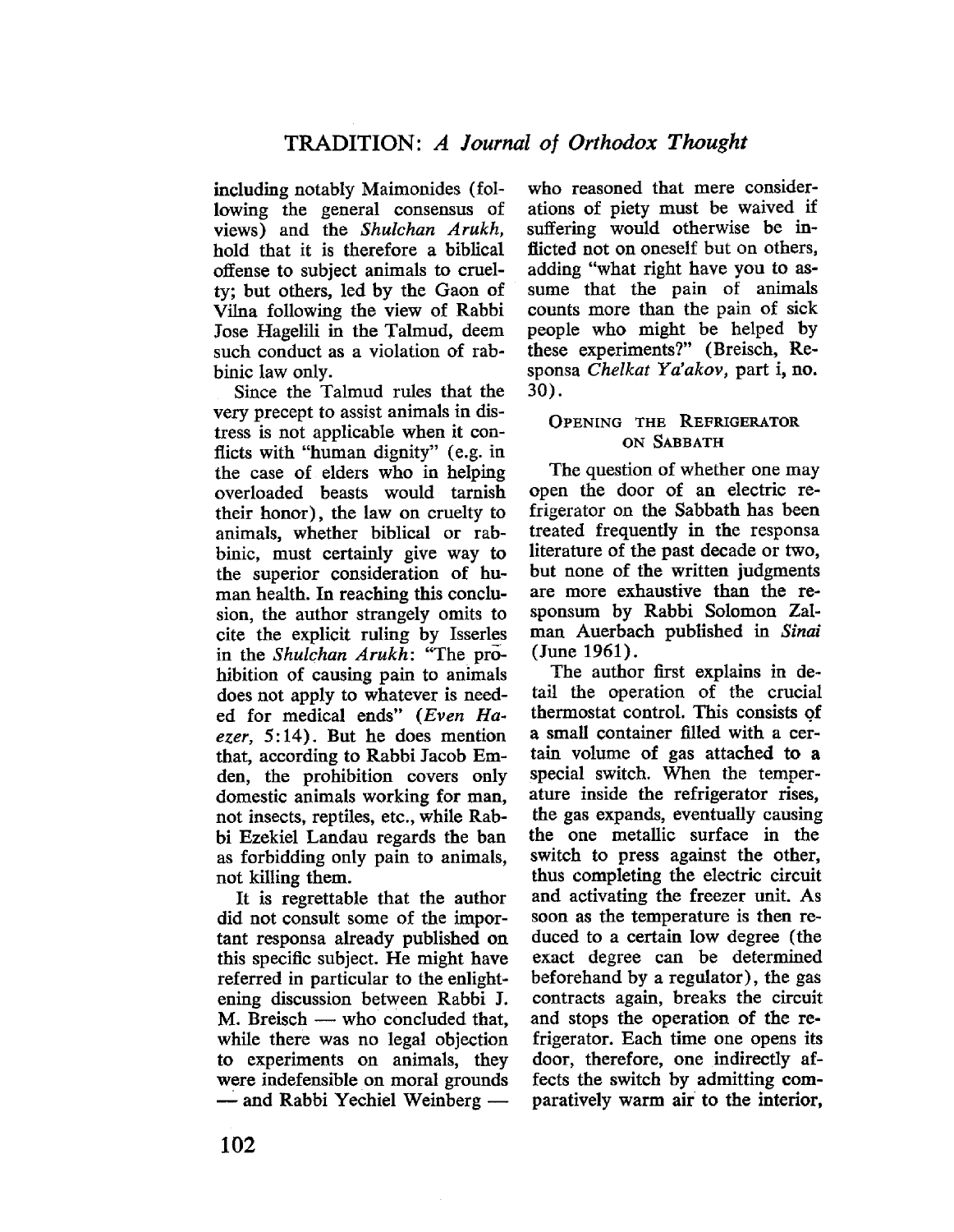including notably Maimonides (following the general consensus of views) and the *Shulchan Arukh,* hold that it is therefore a biblical offense to subject animals to cruelty; but others, led by the Gaon of Vilna following the view of Rabbi Jose Hagelili in the Talmud, deem such conduct as a violation of rabbinic law only.

Since the Talmud rules that the very precept to assist animals in distress is not applicable when it conflicts with "human dignity" (e.g. in the case of elders who in helping overloaded beasts would tarnish their honor), the law on cruelty to animals, whether biblical or rabbinic, must certainly give way to the superior consideration of human health. In reaching this conclusion, the author strangely omits to cite the explicit ruling by Isserles in the *Shulchan Arukh*: "The prohibition of causing pain to animals does not apply to whatever is needed for medical ends" (*Even Haezer,* 5:14). But he does mention that, according to Rabbi Jacob Emden, the prohibition covers only domestic animals working for man, not insects, reptiles, etc., while Rabbi Ezekiel Landau regards the ban as forbidding only pain to animals, not killing them.

It is regrettable that the author did not consult some of the important responsa already published on this specific subject. He might have referred in particular to the enlightening discussion between Rabbi J. M. Breisch — who concluded that, while there was no legal objection to experiments on animals, they were indefensible on moral grounds — and Rabbi Yechiel Weinberg — who reasoned that mere considerations of piety must be waived if suffering would otherwise be inflicted not on oneself but on others, adding "what right have you to assume that the pain of animals counts more than the pain of sick people who might be helped by these experiments?" (Breisch, Responsa *Chelkat Ya'akov,* part i, no. 30).

### Opening the Refrigerator on Sabbath

The question of whether one may open the door of an electric refrigerator on the Sabbath has been treated frequently in the responsa literature of the past decade or two, but none of the written judgments are more exhaustive than the responsum by Rabbi Solomon Zalman Auerbach published in *Sinai* (June 1961).

The author first explains in detail the operation of the crucial thermostat control. This consists of a small container filled with a certain volume of gas attached to a special switch. When the temperature inside the refrigerator rises, the gas expands, eventually causing the one metallic surface in the switch to press against the other, thus completing the electric circuit and activating the freezer unit. As soon as the temperature is then reduced to a certain low degree (the exact degree can be determined beforehand by a regulator), the gas contracts again, breaks the circuit and stops the operation of the refrigerator. Each time one opens its door, therefore, one indirectly affects the switch by admitting comparatively warm air to the interior,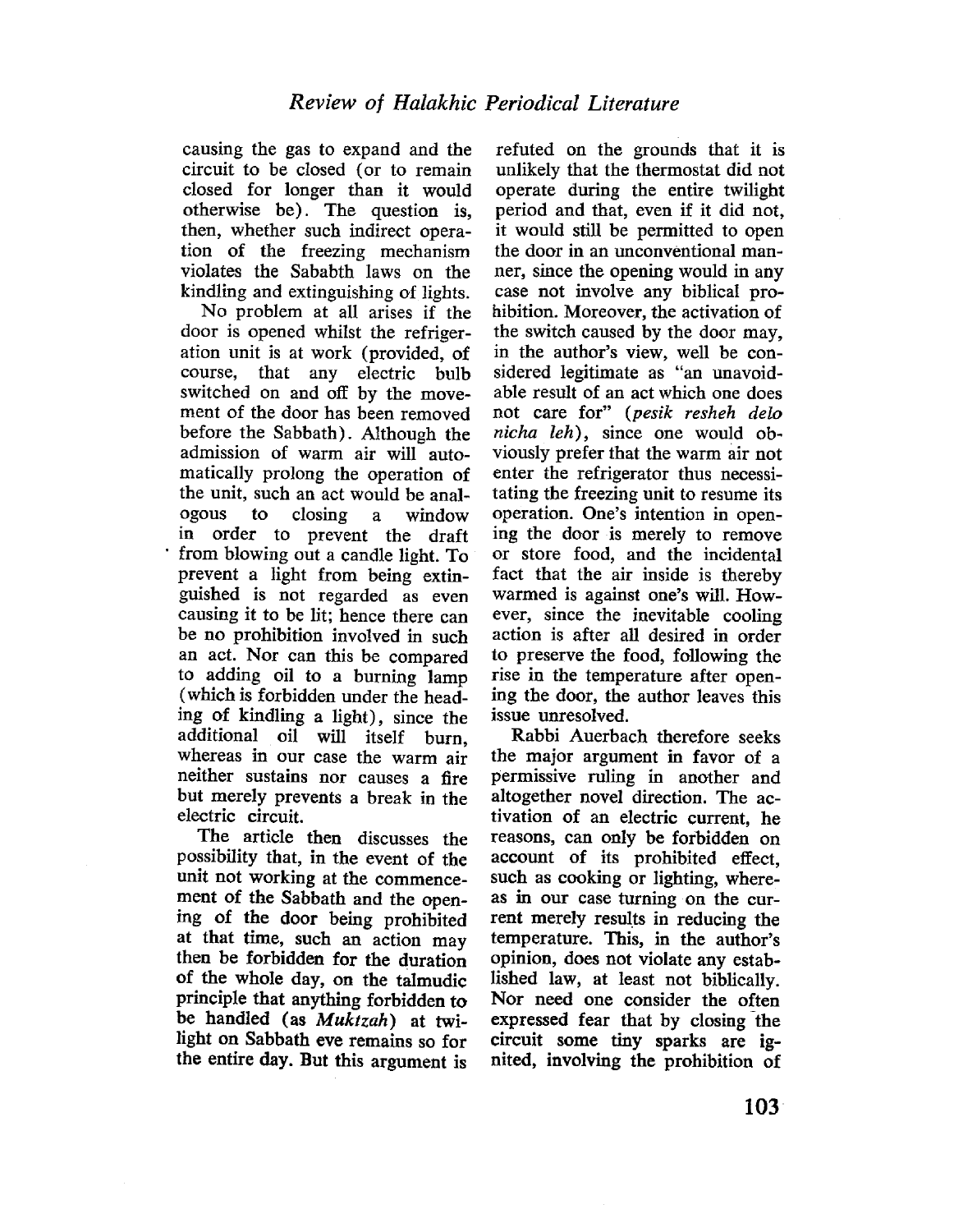causing the gas to expand and the circuit to be closed (or to remain closed for longer than it would otherwise be). The question is, then, whether such indirect operation of the freezing mechanism violates the Sababth laws on the kindling and extinguishing of lights.

No problem at all arises if the door is opened whilst the refrigeration unit is at work (provided, of course, that any electric bulb switched on and off by the movement of the door has been removed before the Sabbath). Although the admission of warm air will automatically prolong the operation of the unit, such an act would be analogous to closing a window in order to prevent the draft from blowing out a candle light. To prevent a light from being extinguished is not regarded as even causing it to be lit; hence there can be no prohibition involved in such an act. Nor can this be compared to adding oil to a burning lamp (which is forbidden under the heading of kindling a light), since the additional oil will itself burn, whereas in our case the warm air neither sustains nor causes a fire but merely prevents a break in the electric circuit.

The article then discusses the possibility that, in the event of the unit not working at the commencement of the Sabbath and the opening of the door being prohibited at that time, such an action may then be forbidden for the duration of the whole day, on the talmudic principle that anything forbidden to be handled (as *Muktzah*) at twilight on Sabbath eve remains so for the entire day. But this argument is refuted on the grounds that it is unlikely that the thermostat did not operate during the entire twilight period and that, even if it did not, it would still be permitted to open the door in an unconventional manner, since the opening would in any case not involve any biblical prohibition. Moreover, the activation of the switch caused by the door may, in the author's view, well be considered legitimate as "an unavoidable result of an act which one does not care for" (*pesik resheh delo nicha leh*), since one would obviously prefer that the warm air not enter the refrigerator thus necessitating the freezing unit to resume its operation. One's intention in opening the door is merely to remove or store food, and the incidental fact that the air inside is thereby warmed is against one's will. However, since the inevitable cooling action is after all desired in order to preserve the food, following the rise in the temperature after opening the door, the author leaves this issue unresolved.

Rabbi Auerbach therefore seeks the major argument in favor of a permissive ruling in another and altogether novel direction. The activation of an electric current, he reasons, can only be forbidden on account of its prohibited effect, such as cooking or lighting, whereas in our case turning on the current merely results in reducing the temperature. This, in the author's opinion, does not violate any established law, at least not biblically. Nor need one consider the often expressed fear that by closing the circuit some tiny sparks are ignited, involving the prohibition of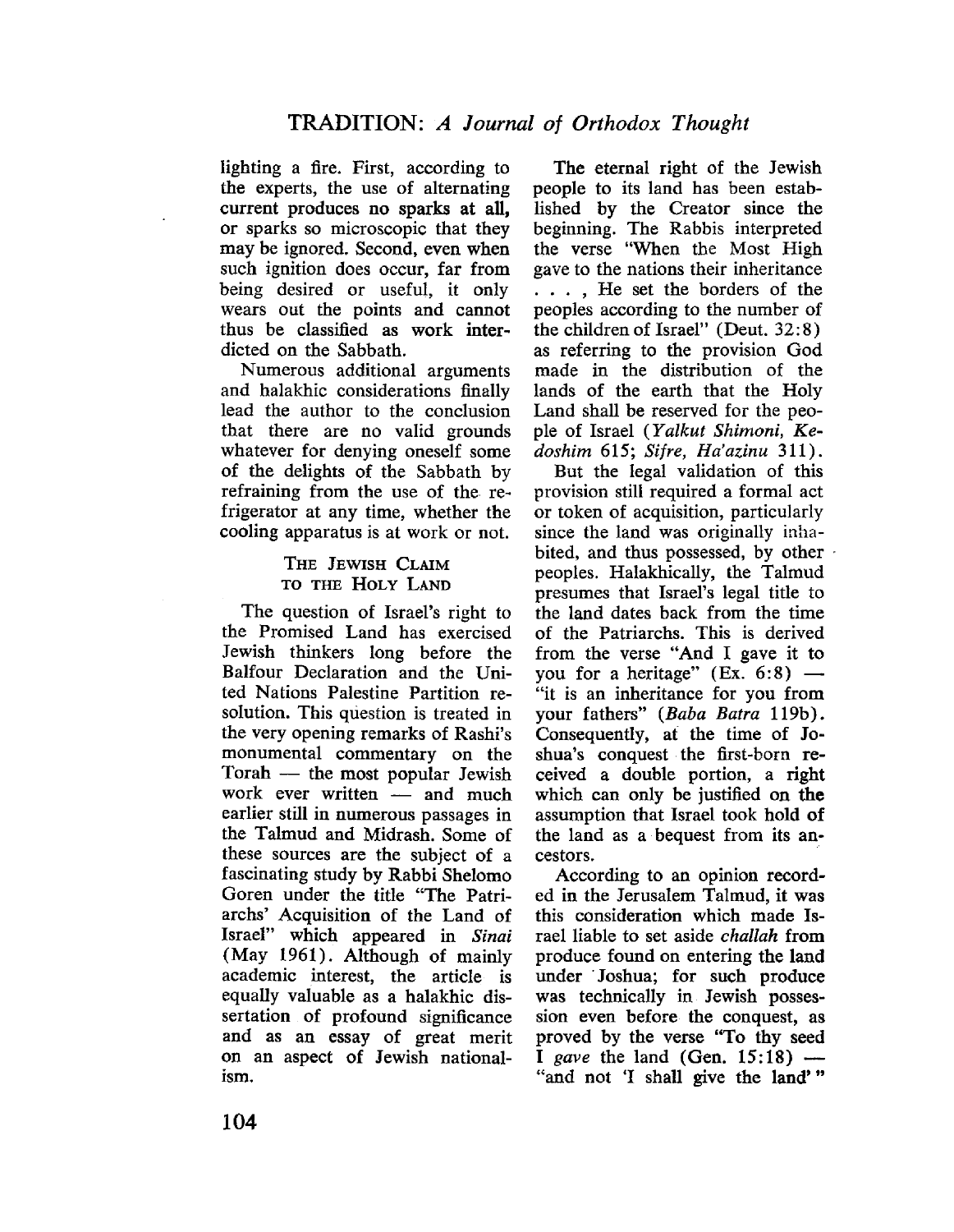lighting a fire. First, according to the experts, the use of alternating current produces no sparks at all, or sparks so microscopic that they may be ignored. Second, even when such ignition does occur, far from being desired or useful, it only wears out the points and cannot thus be classified as work interdicted on the Sabbath.

Numerous additional arguments and halakhic considerations finally lead the author to the conclusion that there are no valid grounds whatever for denying oneself some of the delights of the Sabbath by refraining from the use of the refrigerator at any time, whether the cooling apparatus is at work or not.

### The Jewish Claim to the Holy Land

The question of Israel's right to the Promised Land has exercised Jewish thinkers long before the Balfour Declaration and the United Nations Palestine Partition resolution. This question is treated in the very opening remarks of Rashi's monumental commentary on the Torah — the most popular Jewish work ever written — and much earlier still in numerous passages in the Talmud and Midrash. Some of these sources are the subject of a fascinating study by Rabbi Shelomo Goren under the title "The Patriarchs' Acquisition of the Land of Israel" which appeared in *Sinai* (May 1961). Although of mainly academic interest, the article is equally valuable as a halakhic dissertation of profound significance and as an essay of great merit on an aspect of Jewish nationalism.

The eternal right of the Jewish people to its land has been established by the Creator since the beginning. The Rabbis interpreted the verse "When the Most High gave to the nations their inheritance . . . , He set the borders of the peoples according to the number of the children of Israel" (Deut. 32:8) as referring to the provision God made in the distribution of the lands of the earth that the Holy Land shall be reserved for the people of Israel (*Yalkut Shimoni, Kedoshim* 615; *Sifre, Ha'azinu* 311).

But the legal validation of this provision still required a formal act or token of acquisition, particularly since the land was originally inhabited, and thus possessed, by other peoples. Halakhically, the Talmud presumes that Israel's legal title to the land dates back from the time of the Patriarchs. This is derived from the verse "And I gave it to you for a heritage" (Ex. 6:8) — "it is an inheritance for you from your fathers" (*Baba Batra* 119b). Consequently, at the time of Joshua's conquest the first-born received a double portion, a right which can only be justified on the assumption that Israel took hold of the land as a bequest from its ancestors.

According to an opinion recorded in the Jerusalem Talmud, it was this consideration which made Israel liable to set aside *challah* from produce found on entering the land under Joshua; for such produce was technically in Jewish possession even before the conquest, as proved by the verse "To thy seed I *gave* the land (Gen. 15:18) — "and not 'I shall give the land' "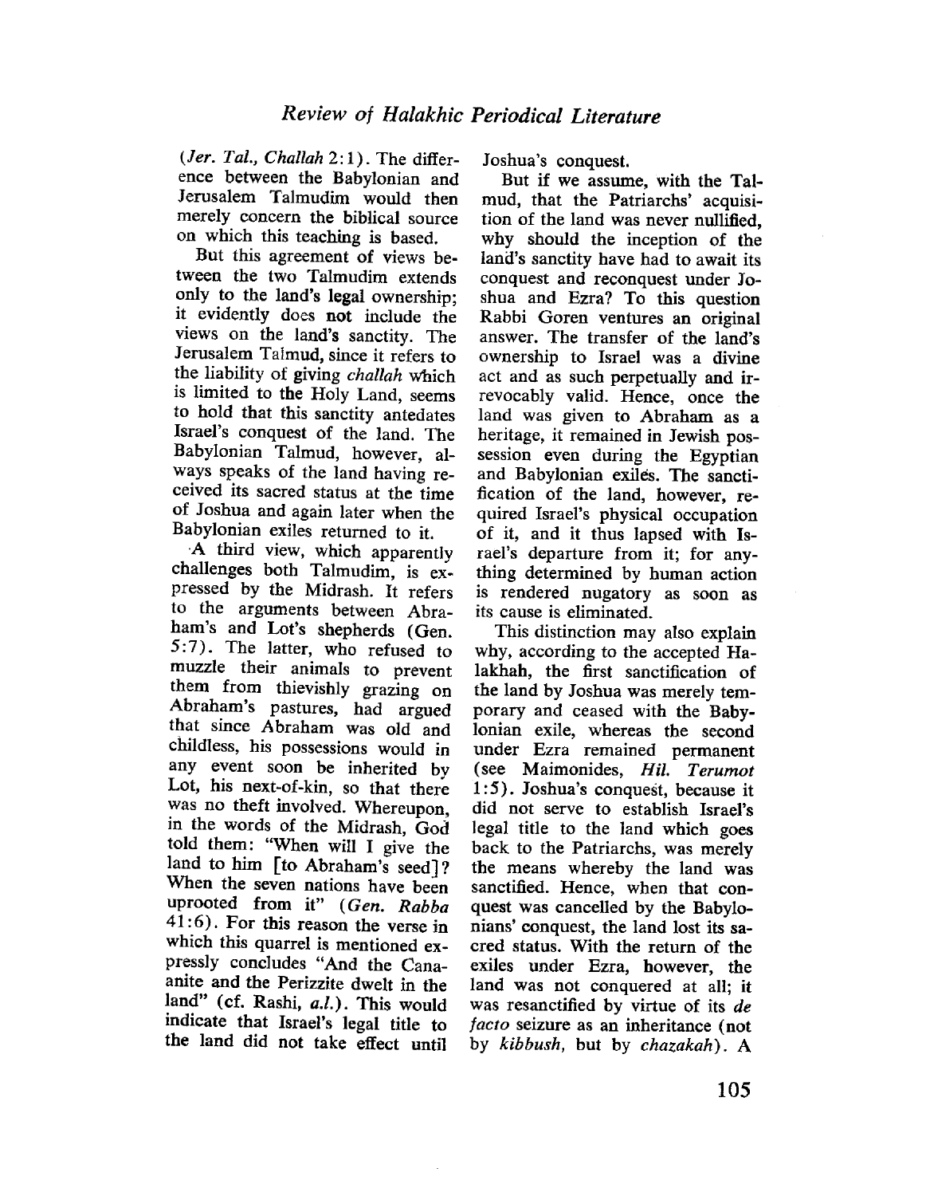(*Jer. Tal., Challah* 2:1). The difference between the Babylonian and Jerusalem Talmudim would then merely concern the biblical source on which this teaching is based.

But this agreement of views between the two Talmudim extends only to the land's legal ownership; it evidently does **not** include the views on the land's sanctity. The Jerusalem Talmud, since it refers to the liability of giving *challah* which is limited to the Holy Land, seems to hold that this sanctity antedates Israel's conquest of the land. The Babylonian Talmud, however, always speaks of the land having received its sacred status at the time of Joshua and again later when the Babylonian exiles returned to it.

A third view, which apparently challenges both Talmudim, is expressed by the Midrash. It refers to the arguments between Abraham's and Lot's shepherds (Gen. 5:7). The latter, who refused to muzzle their animals to prevent them from thievishly grazing on Abraham's pastures, had argued that since Abraham was old and childless, his possessions would in any event soon be inherited by Lot, his next-of-kin, so that there was no theft involved. Whereupon, in the words of the Midrash, God told them: "When will I give the land to him [to Abraham's seed]? When the seven nations have been uprooted from it" (*Gen. Rabba* 41:6). For this reason the verse in which this quarrel is mentioned expressly concludes "And the Canaanite and the Perizzite dwelt in the land" (cf. Rashi, *a.l.*). This would indicate that Israel's legal title to the land did not take effect until Joshua's conquest.

But if we assume, with the Talmud, that the Patriarchs' acquisition of the land was never nullified, why should the inception of the land's sanctity have had to await its conquest and reconquest under Joshua and Ezra? To this question Rabbi Goren ventures an original answer. The transfer of the land's ownership to Israel was a divine act and as such perpetually and irrevocably valid. Hence, once the land was given to Abraham as a heritage, it remained in Jewish possession even during the Egyptian and Babylonian exiles. The sanctification of the land, however, required Israel's physical occupation of it, and it thus lapsed with Israel's departure from it; for anything determined by human action is rendered nugatory as soon as its cause is eliminated.

This distinction may also explain why, according to the accepted Halakhah, the first sanctification of the land by Joshua was merely temporary and ceased with the Babylonian exile, whereas the second under Ezra remained permanent (see Maimonides, *Hil. Terumot* 1:5). Joshua's conquest, because it did not serve to establish Israel's legal title to the land which goes back to the Patriarchs, was merely the means whereby the land was sanctified. Hence, when that conquest was cancelled by the Babylonians' conquest, the land lost its sacred status. With the return of the exiles under Ezra, however, the land was not conquered at all; it was resanctified by virtue of its *de facto* seizure as an inheritance (not by *kibbush*, but by *chazakah*). A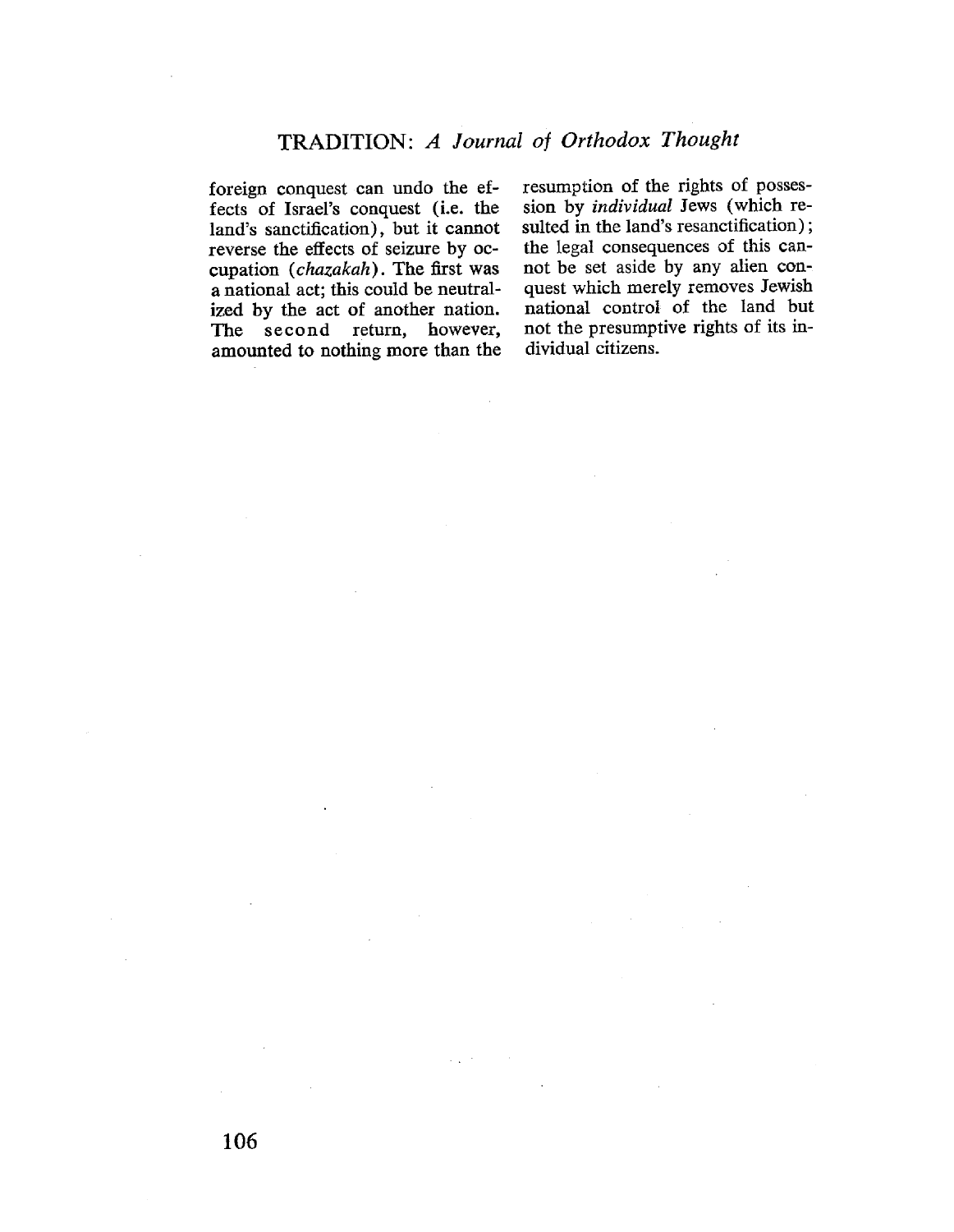foreign conquest can undo the effects of Israel's conquest (i.e. the land's sanctification), but it cannot reverse the effects of seizure by occupation (*chazakah*). The first was a national act; this could be neutralized by the act of another nation. The second return, however, amounted to nothing more than the resumption of the rights of possession by *individual* Jews (which resulted in the land's resanctification); the legal consequences of this cannot be set aside by any alien conquest which merely removes Jewish national control of the land but not the presumptive rights of its individual citizens.